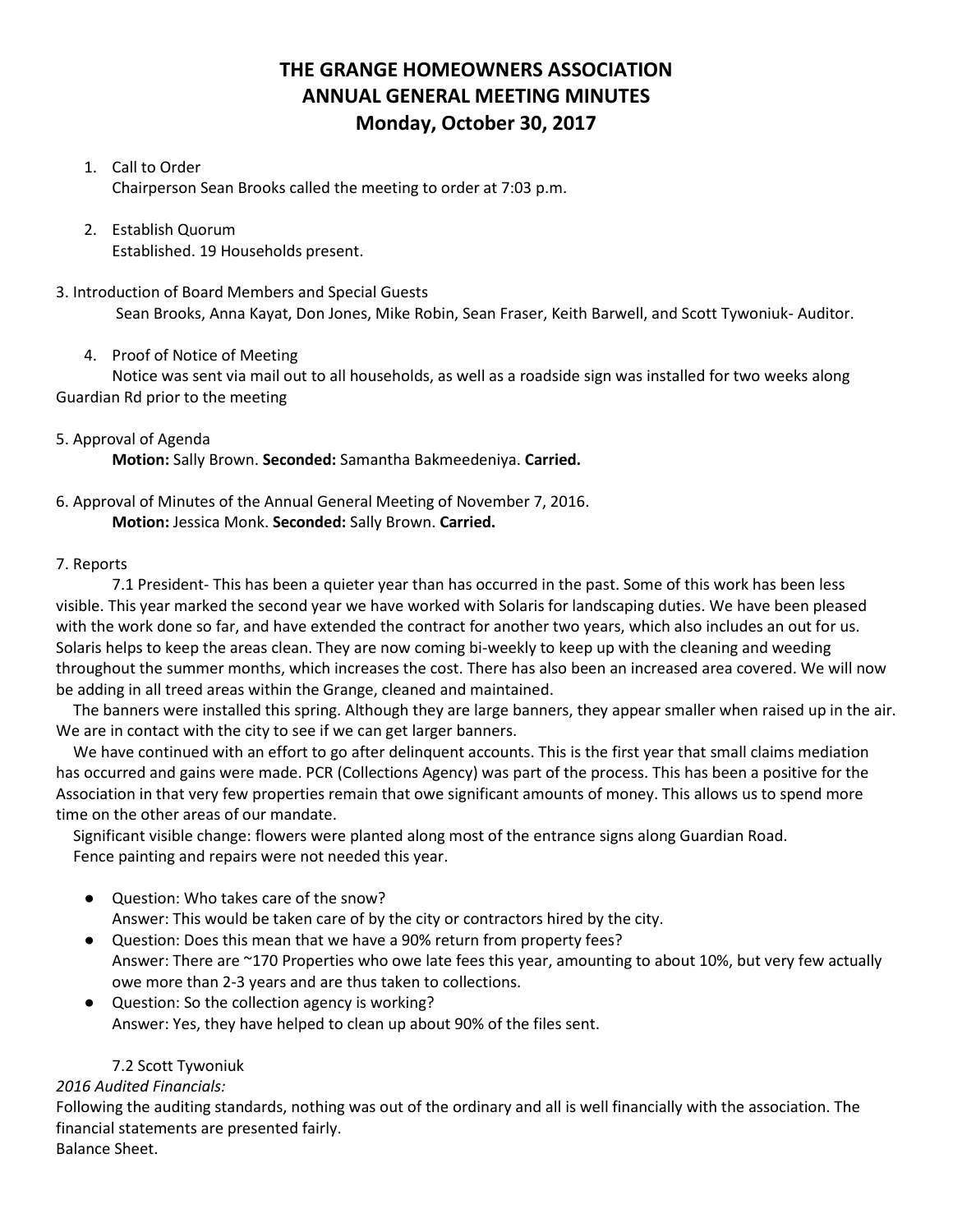# THE GRANGE HOMEOWNERS ASSOCIATION
## ANNUAL GENERAL MEETING MINUTES
### Monday, October 30, 2017

1. Call to Order
   Chairperson Sean Brooks called the meeting to order at 7:03 p.m.

2. Establish Quorum
   Established. 19 Households present.

3. Introduction of Board Members and Special Guests
   Sean Brooks, Anna Kayat, Don Jones, Mike Robin, Sean Fraser, Keith Barwell, and Scott Tywoniuk- Auditor.

4. Proof of Notice of Meeting
   Notice was sent via mail out to all households, as well as a roadside sign was installed for two weeks along Guardian Rd prior to the meeting

5. Approval of Agenda
   **Motion:** Sally Brown. **Seconded:** Samantha Bakmeedeniya. **Carried.**

6. Approval of Minutes of the Annual General Meeting of November 7, 2016.
   **Motion:** Jessica Monk. **Seconded:** Sally Brown. **Carried.**

7. Reports

   7.1 President- This has been a quieter year than has occurred in the past. Some of this work has been less visible. This year marked the second year we have worked with Solaris for landscaping duties. We have been pleased with the work done so far, and have extended the contract for another two years, which also includes an out for us. Solaris helps to keep the areas clean. They are now coming bi-weekly to keep up with the cleaning and weeding throughout the summer months, which increases the cost. There has also been an increased area covered. We will now be adding in all treed areas within the Grange, cleaned and maintained.

   The banners were installed this spring. Although they are large banners, they appear smaller when raised up in the air. We are in contact with the city to see if we can get larger banners.

   We have continued with an effort to go after delinquent accounts. This is the first year that small claims mediation has occurred and gains were made. PCR (Collections Agency) was part of the process. This has been a positive for the Association in that very few properties remain that owe significant amounts of money. This allows us to spend more time on the other areas of our mandate.

   Significant visible change: flowers were planted along most of the entrance signs along Guardian Road.
   Fence painting and repairs were not needed this year.

   - Question: Who takes care of the snow?
     Answer: This would be taken care of by the city or contractors hired by the city.
   - Question: Does this mean that we have a 90% return from property fees?
     Answer: There are ~170 Properties who owe late fees this year, amounting to about 10%, but very few actually owe more than 2-3 years and are thus taken to collections.
   - Question: So the collection agency is working?
     Answer: Yes, they have helped to clean up about 90% of the files sent.

   7.2 Scott Tywoniuk

*2016 Audited Financials:*

Following the auditing standards, nothing was out of the ordinary and all is well financially with the association. The financial statements are presented fairly.

Balance Sheet.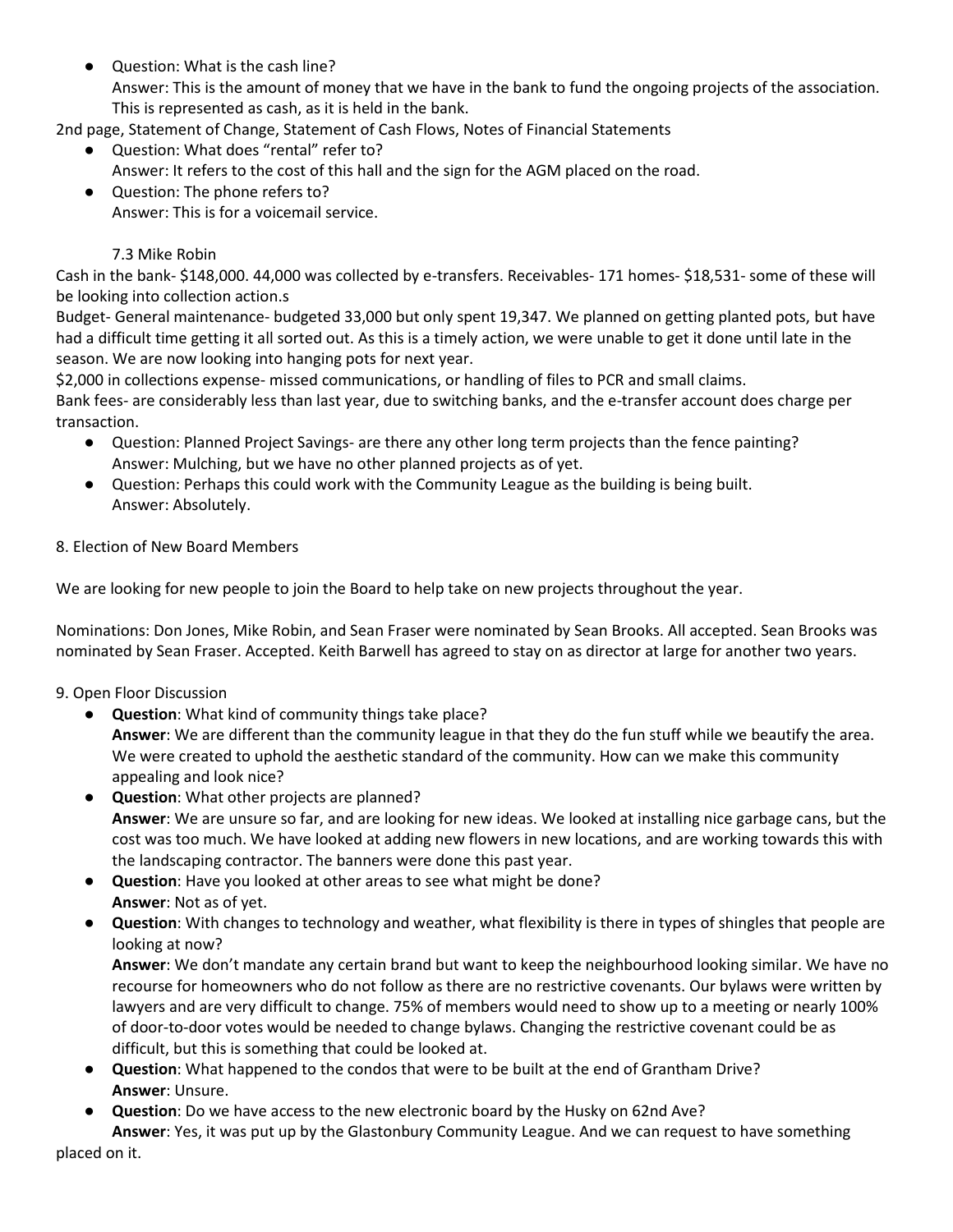- Question: What is the cash line?
  Answer: This is the amount of money that we have in the bank to fund the ongoing projects of the association. This is represented as cash, as it is held in the bank.

2nd page, Statement of Change, Statement of Cash Flows, Notes of Financial Statements

- Question: What does "rental" refer to?
  Answer: It refers to the cost of this hall and the sign for the AGM placed on the road.
- Question: The phone refers to?
  Answer: This is for a voicemail service.

7.3 Mike Robin

Cash in the bank- $148,000. 44,000 was collected by e-transfers. Receivables- 171 homes- $18,531- some of these will be looking into collection action.s

Budget- General maintenance- budgeted 33,000 but only spent 19,347. We planned on getting planted pots, but have had a difficult time getting it all sorted out. As this is a timely action, we were unable to get it done until late in the season. We are now looking into hanging pots for next year.

$2,000 in collections expense- missed communications, or handling of files to PCR and small claims.

Bank fees- are considerably less than last year, due to switching banks, and the e-transfer account does charge per transaction.

- Question: Planned Project Savings- are there any other long term projects than the fence painting?
  Answer: Mulching, but we have no other planned projects as of yet.
- Question: Perhaps this could work with the Community League as the building is being built.
  Answer: Absolutely.

8. Election of New Board Members

We are looking for new people to join the Board to help take on new projects throughout the year.

Nominations: Don Jones, Mike Robin, and Sean Fraser were nominated by Sean Brooks. All accepted. Sean Brooks was nominated by Sean Fraser. Accepted. Keith Barwell has agreed to stay on as director at large for another two years.

9. Open Floor Discussion

- **Question**: What kind of community things take place?
  **Answer**: We are different than the community league in that they do the fun stuff while we beautify the area. We were created to uphold the aesthetic standard of the community. How can we make this community appealing and look nice?
- **Question**: What other projects are planned?
  **Answer**: We are unsure so far, and are looking for new ideas. We looked at installing nice garbage cans, but the cost was too much. We have looked at adding new flowers in new locations, and are working towards this with the landscaping contractor. The banners were done this past year.
- **Question**: Have you looked at other areas to see what might be done?
  **Answer**: Not as of yet.
- **Question**: With changes to technology and weather, what flexibility is there in types of shingles that people are looking at now?
  **Answer**: We don't mandate any certain brand but want to keep the neighbourhood looking similar. We have no recourse for homeowners who do not follow as there are no restrictive covenants. Our bylaws were written by lawyers and are very difficult to change. 75% of members would need to show up to a meeting or nearly 100% of door-to-door votes would be needed to change bylaws. Changing the restrictive covenant could be as difficult, but this is something that could be looked at.
- **Question**: What happened to the condos that were to be built at the end of Grantham Drive?
  **Answer**: Unsure.
- **Question**: Do we have access to the new electronic board by the Husky on 62nd Ave?
  **Answer**: Yes, it was put up by the Glastonbury Community League. And we can request to have something placed on it.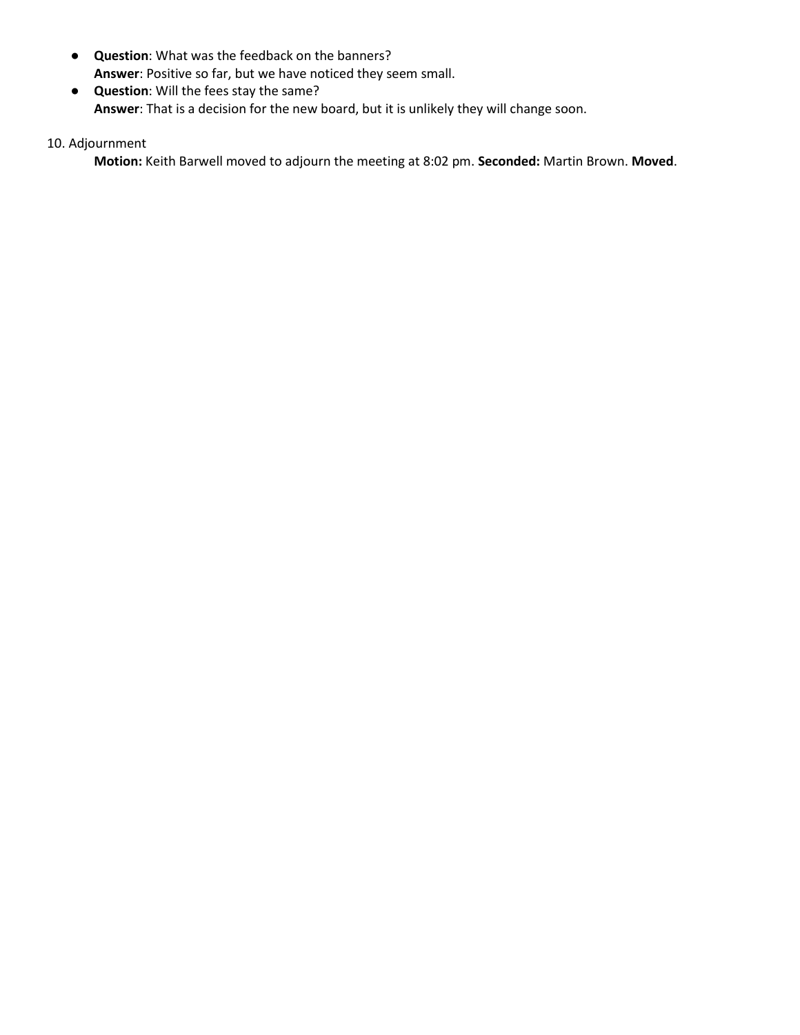- **Question**: What was the feedback on the banners?
  **Answer**: Positive so far, but we have noticed they seem small.
- **Question**: Will the fees stay the same?
  **Answer**: That is a decision for the new board, but it is unlikely they will change soon.

10. Adjournment

    **Motion:** Keith Barwell moved to adjourn the meeting at 8:02 pm. **Seconded:** Martin Brown. **Moved**.